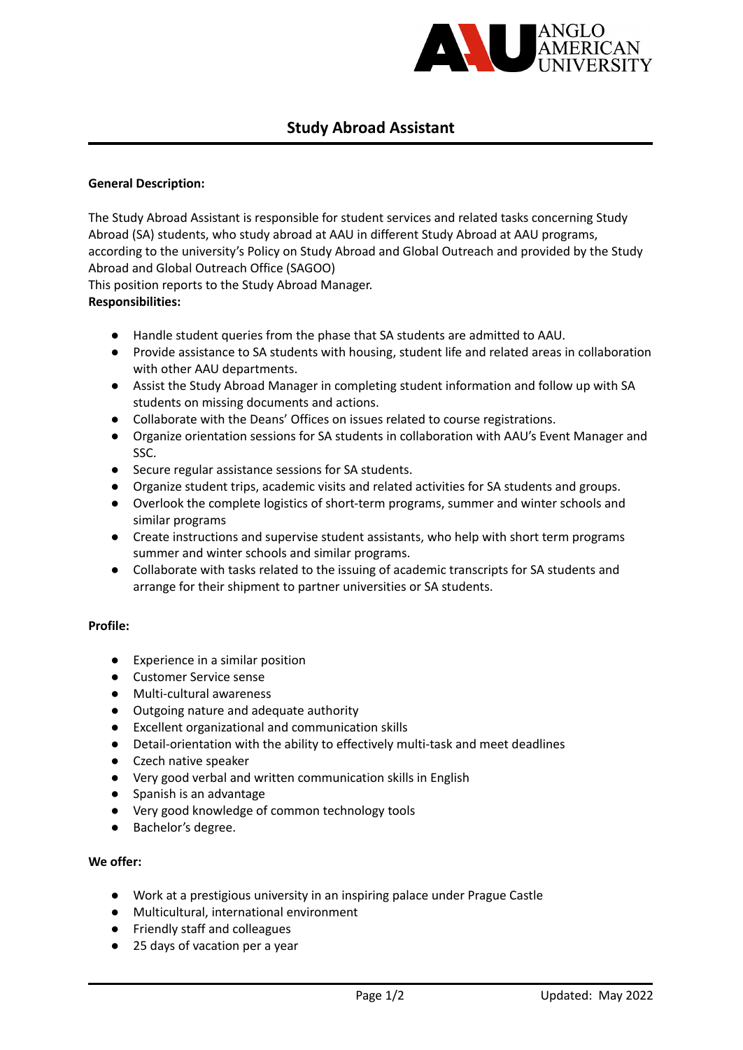# Study Abroad Assistant

**General Description:**

The Study Abroad Assistant is responsible for student services and related tasks concerning Study Abroad (SA) students, who study abroad at AAU in different Study Abroad at AAU programs, according to the university's Policy on Study Abroad and Global Outreach and provided by the Study Abroad and Global Outreach Office (SAGOO)

This position reports to the Study Abroad Manager.

**Responsibilities:**

- Handle student queries from the phase that SA students are admitted to AAU.
- Provide assistance to SA students with housing, student life and related areas in collaboration with other AAU departments.
- Assist the Study Abroad Manager in completing student information and follow up with SA students on missing documents and actions.
- Collaborate with the Deans' Offices on issues related to course registrations.
- Organize orientation sessions for SA students in collaboration with AAU's Event Manager and SSC.
- Secure regular assistance sessions for SA students.
- Organize student trips, academic visits and related activities for SA students and groups.
- Overlook the complete logistics of short-term programs, summer and winter schools and similar programs
- Create instructions and supervise student assistants, who help with short term programs summer and winter schools and similar programs.
- Collaborate with tasks related to the issuing of academic transcripts for SA students and arrange for their shipment to partner universities or SA students.

**Profile:**

- Experience in a similar position
- Customer Service sense
- Multi-cultural awareness
- Outgoing nature and adequate authority
- Excellent organizational and communication skills
- Detail-orientation with the ability to effectively multi-task and meet deadlines
- Czech native speaker
- Very good verbal and written communication skills in English
- Spanish is an advantage
- Very good knowledge of common technology tools
- Bachelor's degree.

**We offer:**

- Work at a prestigious university in an inspiring palace under Prague Castle
- Multicultural, international environment
- Friendly staff and colleagues
- 25 days of vacation per a year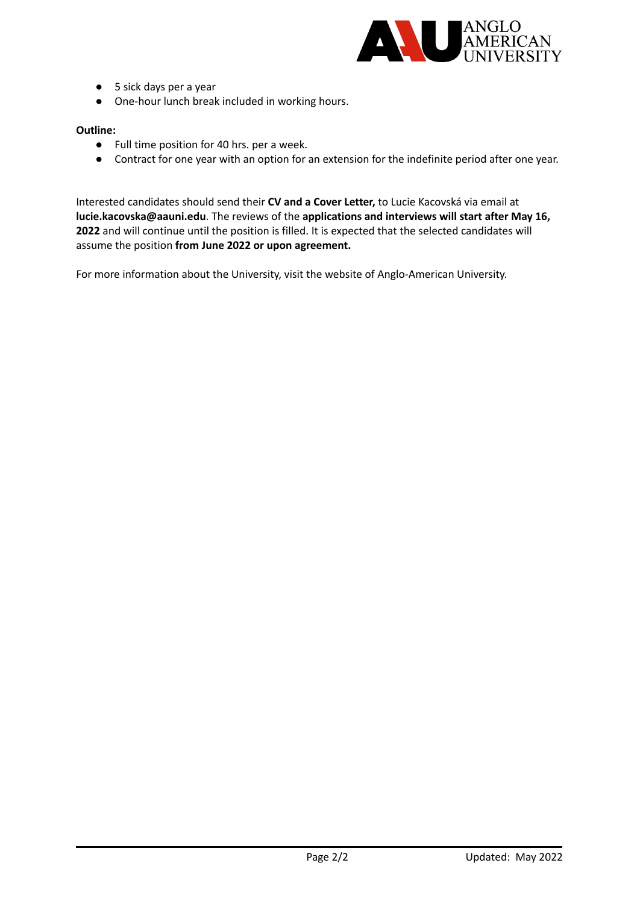- 5 sick days per a year
- One-hour lunch break included in working hours.

**Outline:**

- Full time position for 40 hrs. per a week.
- Contract for one year with an option for an extension for the indefinite period after one year.

Interested candidates should send their **CV and a Cover Letter,** to Lucie Kacovská via email at **lucie.kacovska@aauni.edu**. The reviews of the **applications and interviews will start after May 16, 2022** and will continue until the position is filled. It is expected that the selected candidates will assume the position **from June 2022 or upon agreement.**

For more information about the University, visit the website of Anglo-American University.